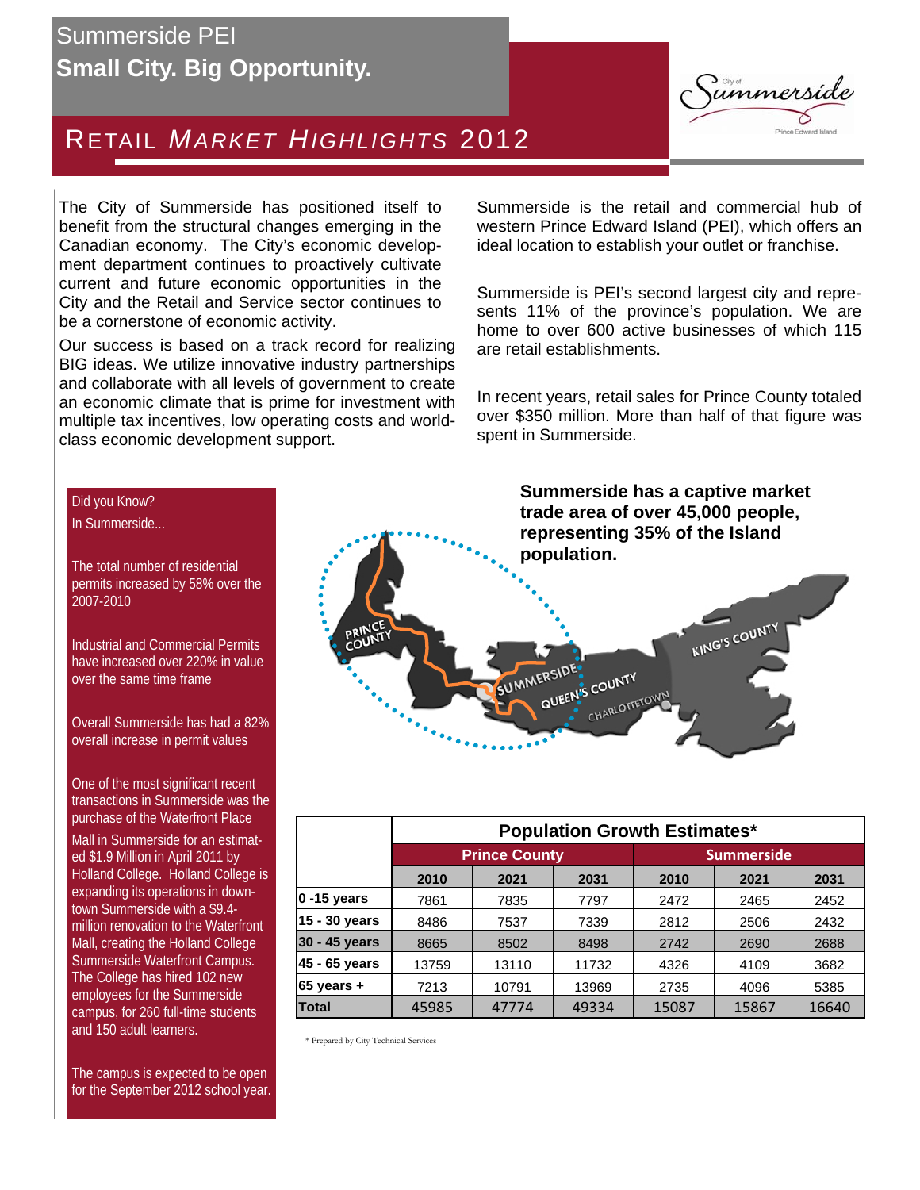Summerside PEI

**Small City. Big Opportunity.**

# RETAIL *MARKET HIGHLIGHTS* 2012

The City of Summerside has positioned itself to benefit from the structural changes emerging in the Canadian economy. The City's economic development department continues to proactively cultivate current and future economic opportunities in the City and the Retail and Service sector continues to be a cornerstone of economic activity.

Our success is based on a track record for realizing BIG ideas. We utilize innovative industry partnerships and collaborate with all levels of government to create an economic climate that is prime for investment with multiple tax incentives, low operating costs and world-class economic development support.

Summerside is the retail and commercial hub of western Prince Edward Island (PEI), which offers an ideal location to establish your outlet or franchise.

Summerside is PEI's second largest city and represents 11% of the province's population. We are home to over 600 active businesses of which 115 are retail establishments.

In recent years, retail sales for Prince County totaled over $350 million. More than half of that figure was spent in Summerside.

Did you Know?
In Summerside...

The total number of residential permits increased by 58% over the 2007-2010

Industrial and Commercial Permits have increased over 220% in value over the same time frame

Overall Summerside has had a 82% overall increase in permit values

One of the most significant recent transactions in Summerside was the purchase of the Waterfront Place Mall in Summerside for an estimated $1.9 Million in April 2011 by Holland College. Holland College is expanding its operations in downtown Summerside with a $9.4-million renovation to the Waterfront Mall, creating the Holland College Summerside Waterfront Campus. The College has hired 102 new employees for the Summerside campus, for 260 full-time students and 150 adult learners.

The campus is expected to be open for the September 2012 school year.

**Summerside has a captive market trade area of over 45,000 people, representing 35% of the Island population.**

| | Population Growth Estimates* | | | | | |
|---|---|---|---|---|---|---|
| | Prince County | | | Summerside | | |
| | 2010 | 2021 | 2031 | 2010 | 2021 | 2031 |
| **0 -15 years** | 7861 | 7835 | 7797 | 2472 | 2465 | 2452 |
| **15 - 30 years** | 8486 | 7537 | 7339 | 2812 | 2506 | 2432 |
| **30 - 45 years** | 8665 | 8502 | 8498 | 2742 | 2690 | 2688 |
| **45 - 65 years** | 13759 | 13110 | 11732 | 4326 | 4109 | 3682 |
| **65 years +** | 7213 | 10791 | 13969 | 2735 | 4096 | 5385 |
| **Total** | 45985 | 47774 | 49334 | 15087 | 15867 | 16640 |

\* Prepared by City Technical Services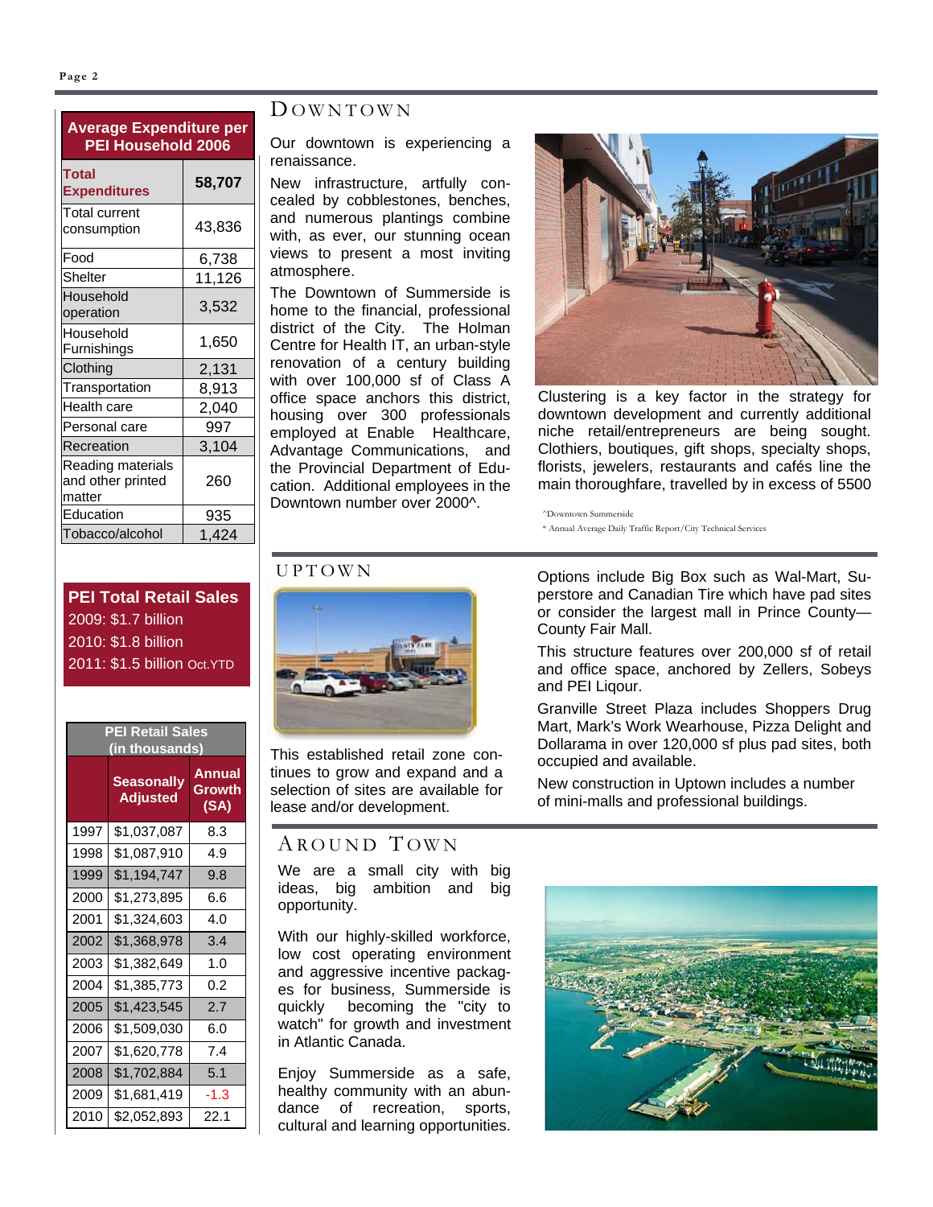## Average Expenditure per PEI Household 2006

| Category | Amount |
| --- | --- |
| **Total Expenditures** | **58,707** |
| Total current consumption | 43,836 |
| Food | 6,738 |
| Shelter | 11,126 |
| Household operation | 3,532 |
| Household Furnishings | 1,650 |
| Clothing | 2,131 |
| Transportation | 8,913 |
| Health care | 2,040 |
| Personal care | 997 |
| Recreation | 3,104 |
| Reading materials and other printed matter | 260 |
| Education | 935 |
| Tobacco/alcohol | 1,424 |

## PEI Total Retail Sales

2009: $1.7 billion
2010: $1.8 billion
2011: $1.5 billion Oct.YTD

## PEI Retail Sales (in thousands)

| | Seasonally Adjusted | Annual Growth (SA) |
| --- | --- | --- |
| 1997 | $1,037,087 | 8.3 |
| 1998 | $1,087,910 | 4.9 |
| 1999 | $1,194,747 | 9.8 |
| 2000 | $1,273,895 | 6.6 |
| 2001 | $1,324,603 | 4.0 |
| 2002 | $1,368,978 | 3.4 |
| 2003 | $1,382,649 | 1.0 |
| 2004 | $1,385,773 | 0.2 |
| 2005 | $1,423,545 | 2.7 |
| 2006 | $1,509,030 | 6.0 |
| 2007 | $1,620,778 | 7.4 |
| 2008 | $1,702,884 | 5.1 |
| 2009 | $1,681,419 | -1.3 |
| 2010 | $2,052,893 | 22.1 |

## Downtown

Our downtown is experiencing a renaissance.

New infrastructure, artfully concealed by cobblestones, benches, and numerous plantings combine with, as ever, our stunning ocean views to present a most inviting atmosphere.

The Downtown of Summerside is home to the financial, professional district of the City. The Holman Centre for Health IT, an urban-style renovation of a century building with over 100,000 sf of Class A office space anchors this district, housing over 300 professionals employed at Enable Healthcare, Advantage Communications, and the Provincial Department of Education. Additional employees in the Downtown number over 2000^.

Clustering is a key factor in the strategy for downtown development and currently additional niche retail/entrepreneurs are being sought. Clothiers, boutiques, gift shops, specialty shops, florists, jewelers, restaurants and cafés line the main thoroughfare, travelled by in excess of 5500

^Downtown Summerside

* Annual Average Daily Traffic Report/City Technical Services

## Uptown

This established retail zone continues to grow and expand and a selection of sites are available for lease and/or development.

Options include Big Box such as Wal-Mart, Superstore and Canadian Tire which have pad sites or consider the largest mall in Prince County—County Fair Mall.

This structure features over 200,000 sf of retail and office space, anchored by Zellers, Sobeys and PEI Liqour.

Granville Street Plaza includes Shoppers Drug Mart, Mark's Work Wearhouse, Pizza Delight and Dollarama in over 120,000 sf plus pad sites, both occupied and available.

New construction in Uptown includes a number of mini-malls and professional buildings.

## Around Town

We are a small city with big ideas, big ambition and big opportunity.

With our highly-skilled workforce, low cost operating environment and aggressive incentive packages for business, Summerside is quickly becoming the "city to watch" for growth and investment in Atlantic Canada.

Enjoy Summerside as a safe, healthy community with an abundance of recreation, sports, cultural and learning opportunities.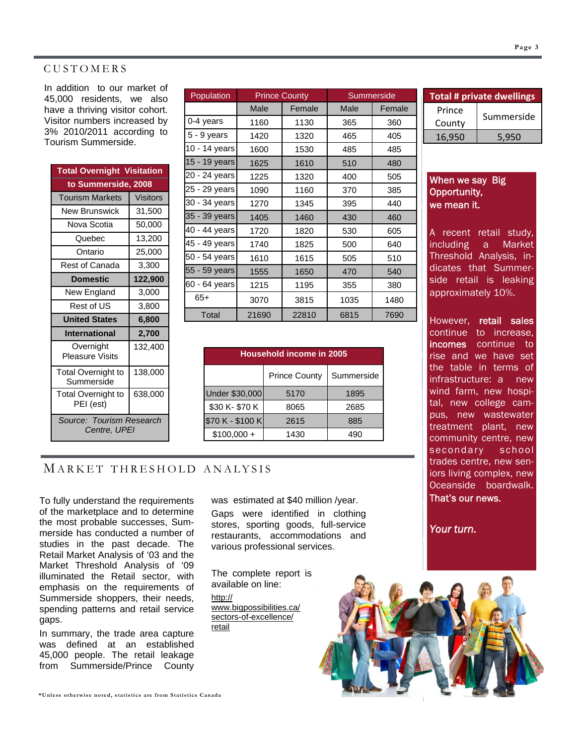## CUSTOMERS

In addition to our market of 45,000 residents, we also have a thriving visitor cohort. Visitor numbers increased by 3% 2010/2011 according to Tourism Summerside.

| Total Overnight Visitation to Summerside, 2008 | |
|---|---|
| Tourism Markets | Visitors |
| New Brunswick | 31,500 |
| Nova Scotia | 50,000 |
| Quebec | 13,200 |
| Ontario | 25,000 |
| Rest of Canada | 3,300 |
| **Domestic** | **122,900** |
| New England | 3,000 |
| Rest of US | 3,800 |
| **United States** | **6,800** |
| **International** | **2,700** |
| Overnight Pleasure Visits | 132,400 |
| Total Overnight to Summerside | 138,000 |
| Total Overnight to PEI (est) | 638,000 |
| *Source: Tourism Research Centre, UPEI* | |

| Population | Prince County | | Summerside | |
|---|---|---|---|---|
| | Male | Female | Male | Female |
| 0-4 years | 1160 | 1130 | 365 | 360 |
| 5 - 9 years | 1420 | 1320 | 465 | 405 |
| 10 - 14 years | 1600 | 1530 | 485 | 485 |
| 15 - 19 years | 1625 | 1610 | 510 | 480 |
| 20 - 24 years | 1225 | 1320 | 400 | 505 |
| 25 - 29 years | 1090 | 1160 | 370 | 385 |
| 30 - 34 years | 1270 | 1345 | 395 | 440 |
| 35 - 39 years | 1405 | 1460 | 430 | 460 |
| 40 - 44 years | 1720 | 1820 | 530 | 605 |
| 45 - 49 years | 1740 | 1825 | 500 | 640 |
| 50 - 54 years | 1610 | 1615 | 505 | 510 |
| 55 - 59 years | 1555 | 1650 | 470 | 540 |
| 60 - 64 years | 1215 | 1195 | 355 | 380 |
| 65+ | 3070 | 3815 | 1035 | 1480 |
| Total | 21690 | 22810 | 6815 | 7690 |

| Total # private dwellings | |
|---|---|
| Prince County | Summerside |
| 16,950 | 5,950 |

| Household income in 2005 | | |
|---|---|---|
| | Prince County | Summerside |
| Under $30,000 | 5170 | 1895 |
| $30 K- $70 K | 8065 | 2685 |
| $70 K - $100 K | 2615 | 885 |
| $100,000 + | 1430 | 490 |

**When we say Big Opportunity, we mean it.**

A recent retail study, including a Market Threshold Analysis, indicates that Summerside retail is leaking approximately 10%.

However, **retail sales** continue to increase, **incomes** continue to rise and we have set the table in terms of infrastructure: a new wind farm, new hospital, new college campus, new wastewater treatment plant, new community centre, new secondary school trades centre, new seniors living complex, new Oceanside boardwalk. **That's our news.**

***Your turn.***

## MARKET THRESHOLD ANALYSIS

To fully understand the requirements of the marketplace and to determine the most probable successes, Summerside has conducted a number of studies in the past decade. The Retail Market Analysis of '03 and the Market Threshold Analysis of '09 illuminated the Retail sector, with emphasis on the requirements of Summerside shoppers, their needs, spending patterns and retail service gaps.

In summary, the trade area capture was defined at an established 45,000 people. The retail leakage from Summerside/Prince County was estimated at $40 million /year.

Gaps were identified in clothing stores, sporting goods, full-service restaurants, accommodations and various professional services.

The complete report is available on line:
http://www.bigpossibilities.ca/sectors-of-excellence/retail

**\*Unless otherwise noted, statistics are from Statistics Canada**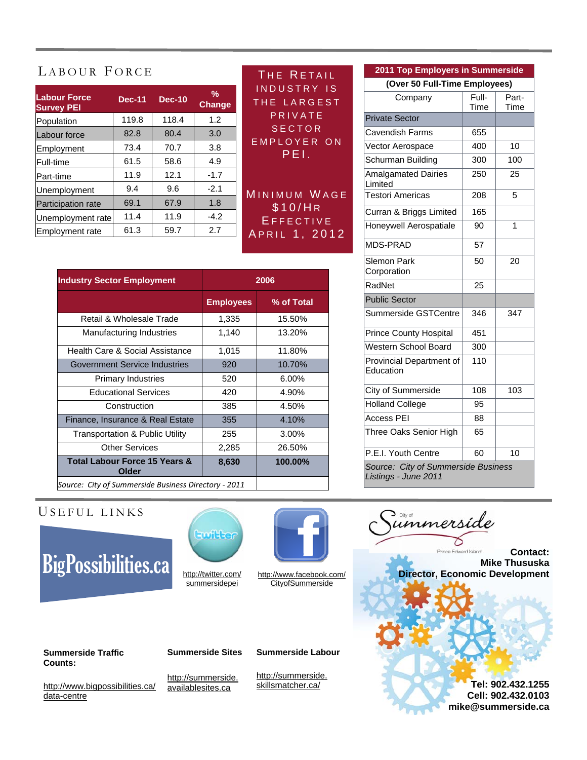## Labour Force

| Labour Force Survey PEI | Dec-11 | Dec-10 | % Change |
|---|---|---|---|
| Population | 119.8 | 118.4 | 1.2 |
| Labour force | 82.8 | 80.4 | 3.0 |
| Employment | 73.4 | 70.7 | 3.8 |
| Full-time | 61.5 | 58.6 | 4.9 |
| Part-time | 11.9 | 12.1 | -1.7 |
| Unemployment | 9.4 | 9.6 | -2.1 |
| Participation rate | 69.1 | 67.9 | 1.8 |
| Unemployment rate | 11.4 | 11.9 | -4.2 |
| Employment rate | 61.3 | 59.7 | 2.7 |

THE RETAIL INDUSTRY IS THE LARGEST PRIVATE SECTOR EMPLOYER ON PEI.

MINIMUM WAGE $10/HR EFFECTIVE APRIL 1, 2012

| Industry Sector Employment | 2006 | |
|---|---|---|
| | Employees | % of Total |
| Retail & Wholesale Trade | 1,335 | 15.50% |
| Manufacturing Industries | 1,140 | 13.20% |
| Health Care & Social Assistance | 1,015 | 11.80% |
| Government Service Industries | 920 | 10.70% |
| Primary Industries | 520 | 6.00% |
| Educational Services | 420 | 4.90% |
| Construction | 385 | 4.50% |
| Finance, Insurance & Real Estate | 355 | 4.10% |
| Transportation & Public Utility | 255 | 3.00% |
| Other Services | 2,285 | 26.50% |
| **Total Labour Force 15 Years & Older** | **8,630** | **100.00%** |

*Source: City of Summerside Business Directory - 2011*

| 2011 Top Employers in Summerside (Over 50 Full-Time Employees) | | |
|---|---|---|
| Company | Full-Time | Part-Time |
| Private Sector | | |
| Cavendish Farms | 655 | |
| Vector Aerospace | 400 | 10 |
| Schurman Building | 300 | 100 |
| Amalgamated Dairies Limited | 250 | 25 |
| Testori Americas | 208 | 5 |
| Curran & Briggs Limited | 165 | |
| Honeywell Aerospatiale | 90 | 1 |
| MDS-PRAD | 57 | |
| Slemon Park Corporation | 50 | 20 |
| RadNet | 25 | |
| Public Sector | | |
| Summerside GSTCentre | 346 | 347 |
| Prince County Hospital | 451 | |
| Western School Board | 300 | |
| Provincial Department of Education | 110 | |
| City of Summerside | 108 | 103 |
| Holland College | 95 | |
| Access PEI | 88 | |
| Three Oaks Senior High | 65 | |
| P.E.I. Youth Centre | 60 | 10 |

*Source: City of Summerside Business Listings - June 2011*

## Useful Links

BigPossibilities.ca

http://twitter.com/summersidepei

http://www.facebook.com/CityofSummerside

**Summerside Traffic Counts:**

http://www.bigpossibilities.ca/data-centre

**Summerside Sites**

http://summerside.availablesites.ca

**Summerside Labour**

http://summerside.skillsmatcher.ca/

City of Summerside
Prince Edward Island

**Contact:**
**Mike Thususka**
**Director, Economic Development**

**Tel: 902.432.1255**
**Cell: 902.432.0103**
**mike@summerside.ca**